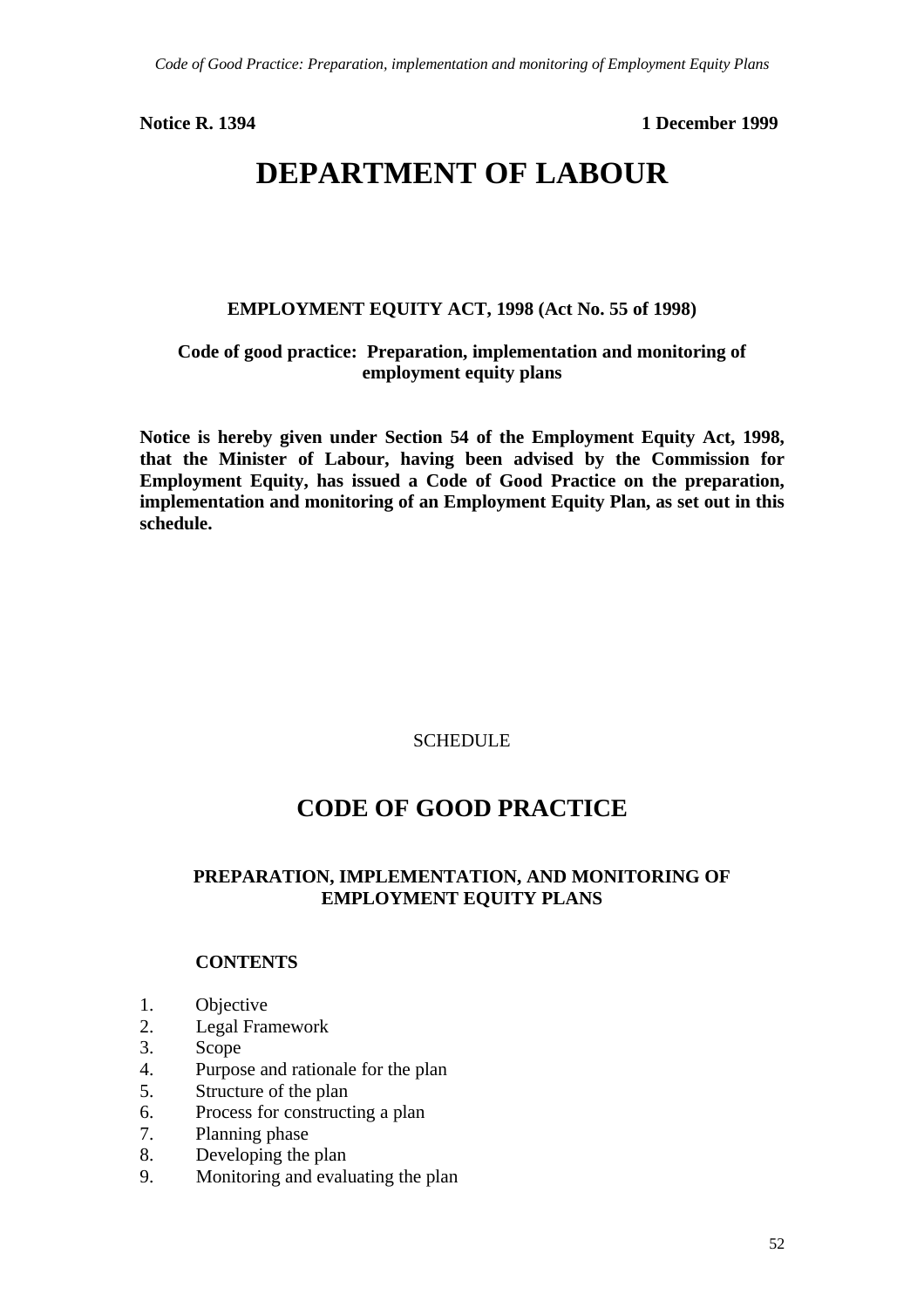**Notice R. 1394** **1 December 1999**

# DEPARTMENT OF LABOUR

**EMPLOYMENT EQUITY ACT, 1998 (Act No. 55 of 1998)**

**Code of good practice: Preparation, implementation and monitoring of employment equity plans**

**Notice is hereby given under Section 54 of the Employment Equity Act, 1998, that the Minister of Labour, having been advised by the Commission for Employment Equity, has issued a Code of Good Practice on the preparation, implementation and monitoring of an Employment Equity Plan, as set out in this schedule.**

SCHEDULE

## CODE OF GOOD PRACTICE

### PREPARATION, IMPLEMENTATION, AND MONITORING OF EMPLOYMENT EQUITY PLANS

**CONTENTS**

1. Objective
2. Legal Framework
3. Scope
4. Purpose and rationale for the plan
5. Structure of the plan
6. Process for constructing a plan
7. Planning phase
8. Developing the plan
9. Monitoring and evaluating the plan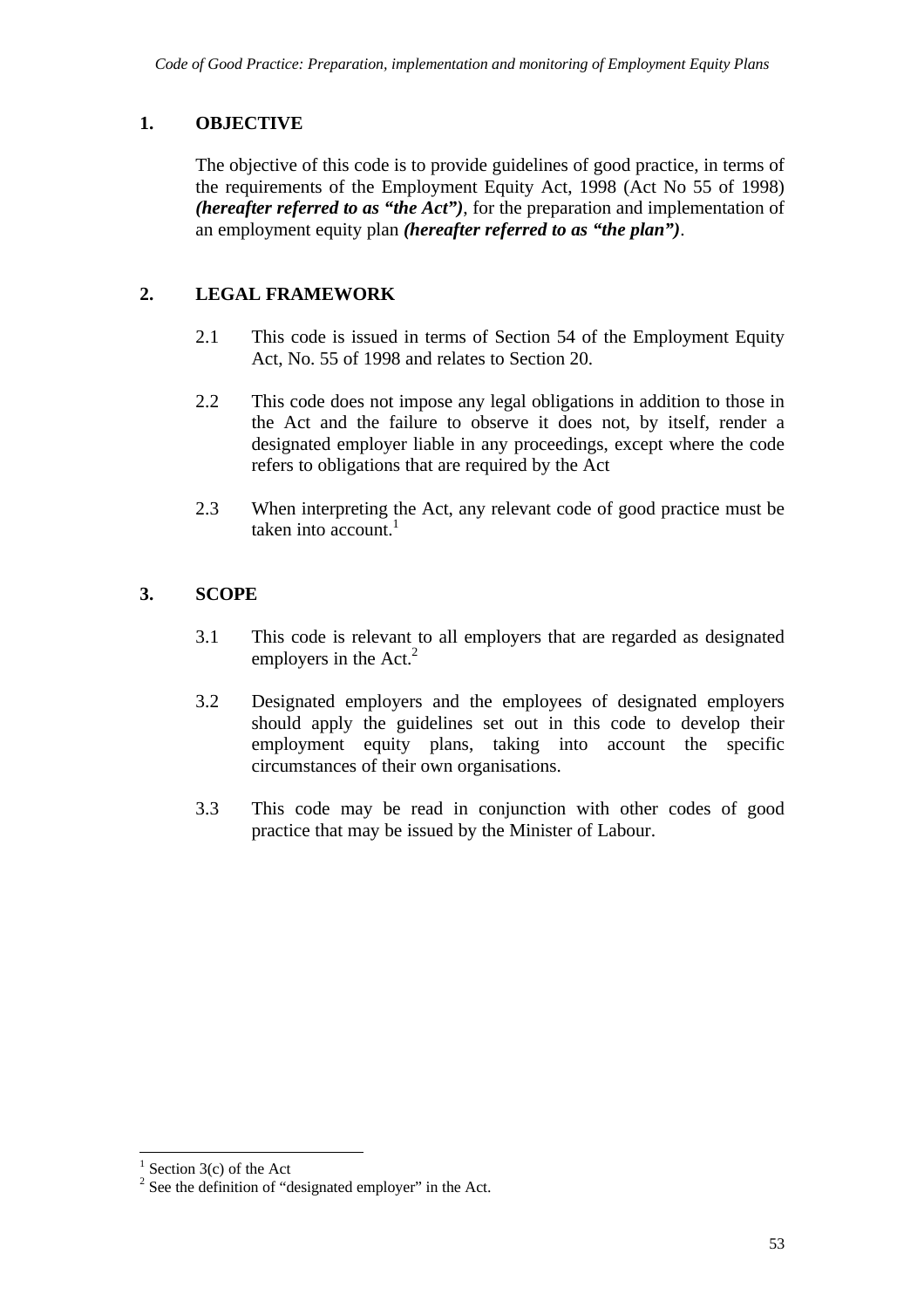## 1. OBJECTIVE

The objective of this code is to provide guidelines of good practice, in terms of the requirements of the Employment Equity Act, 1998 (Act No 55 of 1998) ***(hereafter referred to as "the Act")***, for the preparation and implementation of an employment equity plan ***(hereafter referred to as "the plan")***.

## 2. LEGAL FRAMEWORK

2.1 This code is issued in terms of Section 54 of the Employment Equity Act, No. 55 of 1998 and relates to Section 20.

2.2 This code does not impose any legal obligations in addition to those in the Act and the failure to observe it does not, by itself, render a designated employer liable in any proceedings, except where the code refers to obligations that are required by the Act

2.3 When interpreting the Act, any relevant code of good practice must be taken into account.[1]

## 3. SCOPE

3.1 This code is relevant to all employers that are regarded as designated employers in the Act.[2]

3.2 Designated employers and the employees of designated employers should apply the guidelines set out in this code to develop their employment equity plans, taking into account the specific circumstances of their own organisations.

3.3 This code may be read in conjunction with other codes of good practice that may be issued by the Minister of Labour.

---

[1] Section 3(c) of the Act

[2] See the definition of "designated employer" in the Act.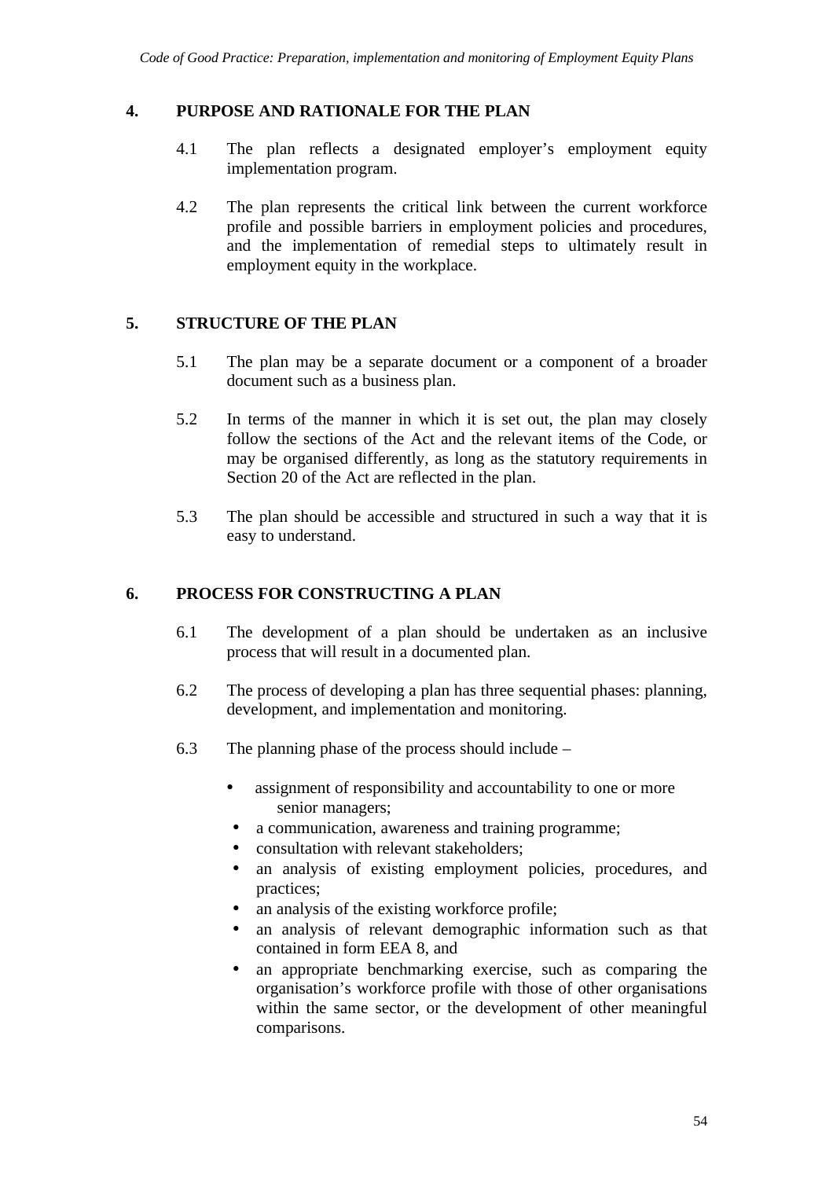## 4. PURPOSE AND RATIONALE FOR THE PLAN

4.1 The plan reflects a designated employer's employment equity implementation program.

4.2 The plan represents the critical link between the current workforce profile and possible barriers in employment policies and procedures, and the implementation of remedial steps to ultimately result in employment equity in the workplace.

## 5. STRUCTURE OF THE PLAN

5.1 The plan may be a separate document or a component of a broader document such as a business plan.

5.2 In terms of the manner in which it is set out, the plan may closely follow the sections of the Act and the relevant items of the Code, or may be organised differently, as long as the statutory requirements in Section 20 of the Act are reflected in the plan.

5.3 The plan should be accessible and structured in such a way that it is easy to understand.

## 6. PROCESS FOR CONSTRUCTING A PLAN

6.1 The development of a plan should be undertaken as an inclusive process that will result in a documented plan.

6.2 The process of developing a plan has three sequential phases: planning, development, and implementation and monitoring.

6.3 The planning phase of the process should include –

- assignment of responsibility and accountability to one or more senior managers;
- a communication, awareness and training programme;
- consultation with relevant stakeholders;
- an analysis of existing employment policies, procedures, and practices;
- an analysis of the existing workforce profile;
- an analysis of relevant demographic information such as that contained in form EEA 8, and
- an appropriate benchmarking exercise, such as comparing the organisation's workforce profile with those of other organisations within the same sector, or the development of other meaningful comparisons.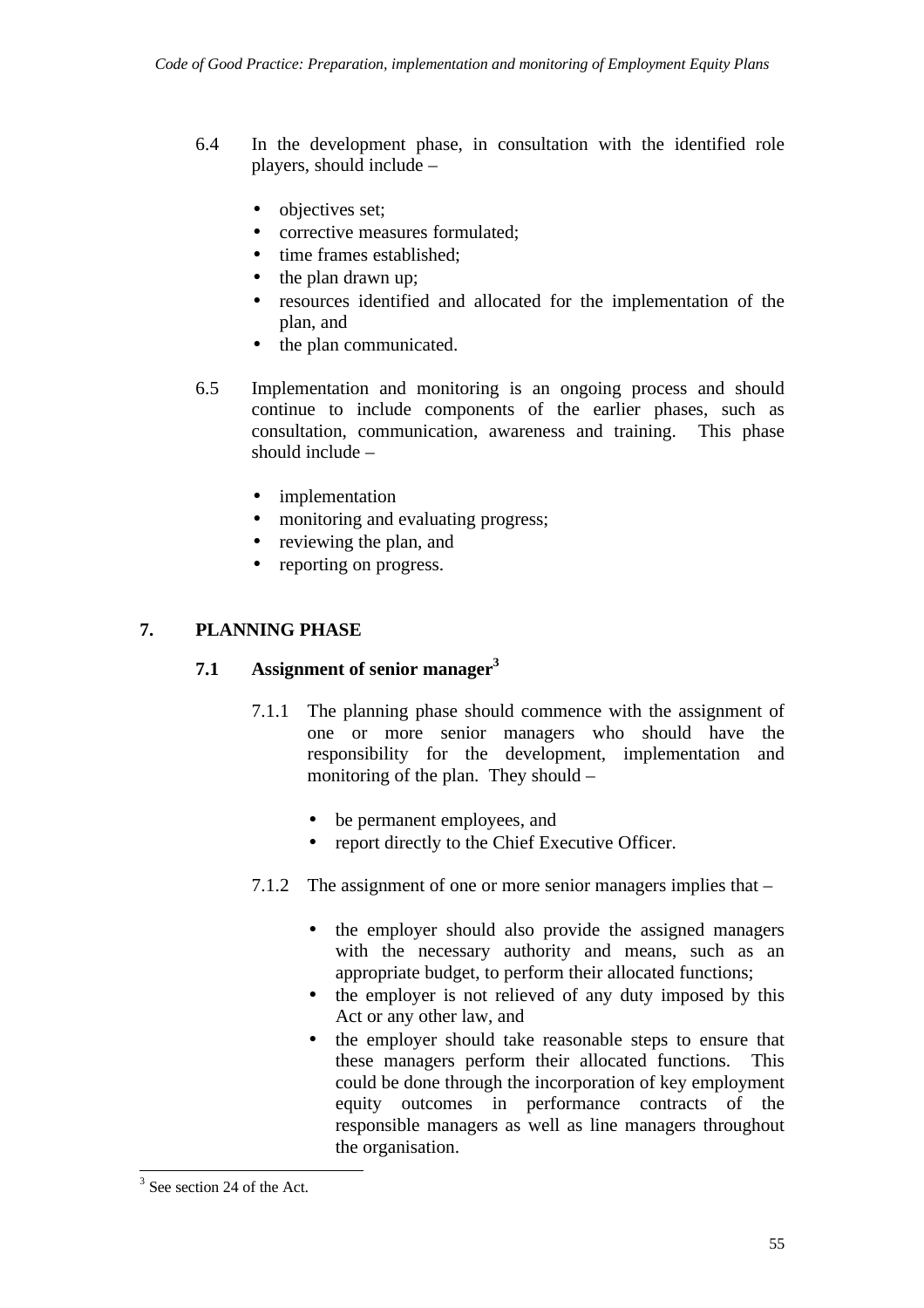6.4 In the development phase, in consultation with the identified role players, should include –

- objectives set;
- corrective measures formulated;
- time frames established;
- the plan drawn up;
- resources identified and allocated for the implementation of the plan, and
- the plan communicated.

6.5 Implementation and monitoring is an ongoing process and should continue to include components of the earlier phases, such as consultation, communication, awareness and training. This phase should include –

- implementation
- monitoring and evaluating progress;
- reviewing the plan, and
- reporting on progress.

## 7. PLANNING PHASE

### 7.1 Assignment of senior manager[3]

7.1.1 The planning phase should commence with the assignment of one or more senior managers who should have the responsibility for the development, implementation and monitoring of the plan. They should –

- be permanent employees, and
- report directly to the Chief Executive Officer.

7.1.2 The assignment of one or more senior managers implies that –

- the employer should also provide the assigned managers with the necessary authority and means, such as an appropriate budget, to perform their allocated functions;
- the employer is not relieved of any duty imposed by this Act or any other law, and
- the employer should take reasonable steps to ensure that these managers perform their allocated functions. This could be done through the incorporation of key employment equity outcomes in performance contracts of the responsible managers as well as line managers throughout the organisation.

[3] See section 24 of the Act.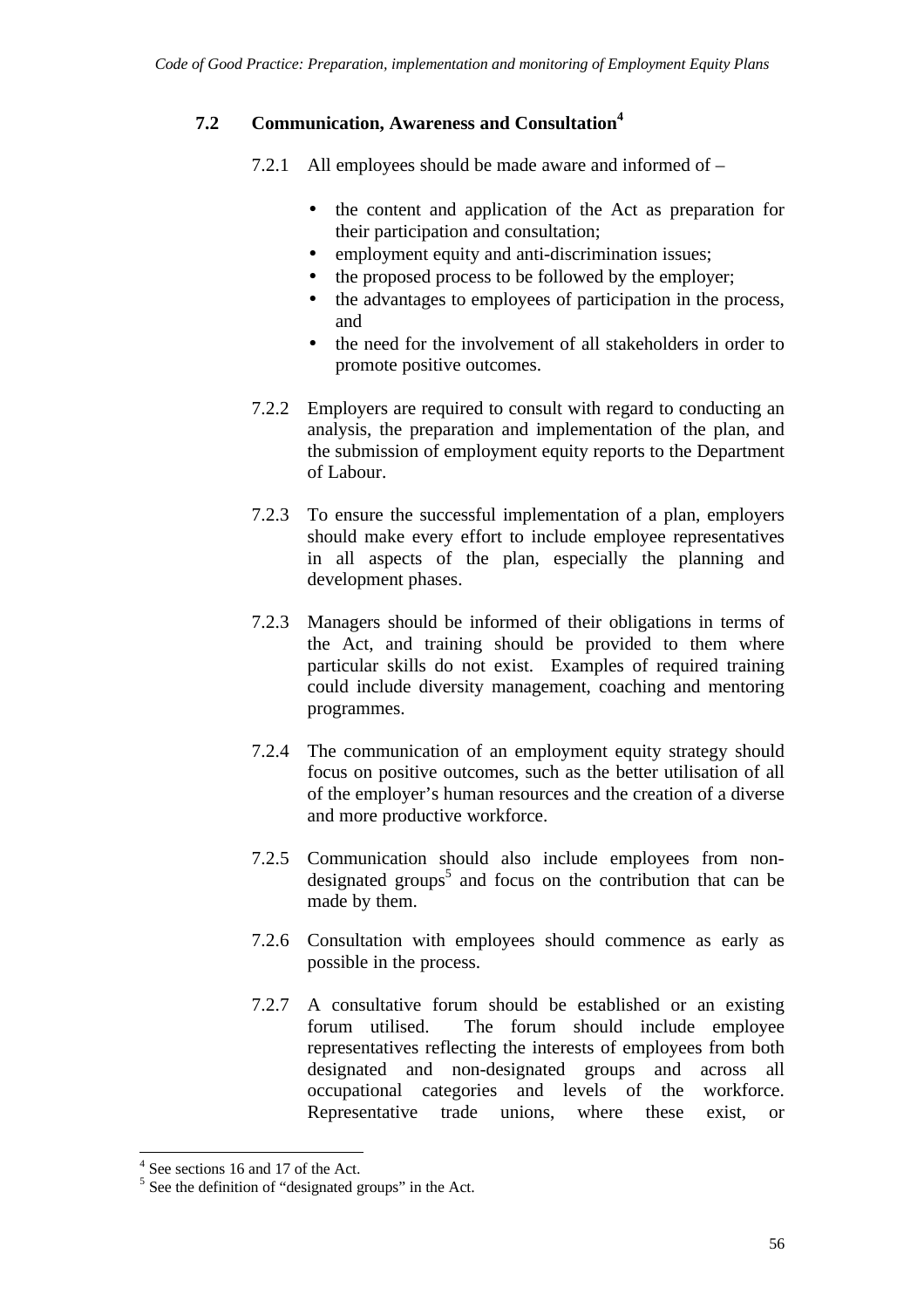### 7.2 Communication, Awareness and Consultation[4]

7.2.1 All employees should be made aware and informed of –

- the content and application of the Act as preparation for their participation and consultation;
- employment equity and anti-discrimination issues;
- the proposed process to be followed by the employer;
- the advantages to employees of participation in the process, and
- the need for the involvement of all stakeholders in order to promote positive outcomes.

7.2.2 Employers are required to consult with regard to conducting an analysis, the preparation and implementation of the plan, and the submission of employment equity reports to the Department of Labour.

7.2.3 To ensure the successful implementation of a plan, employers should make every effort to include employee representatives in all aspects of the plan, especially the planning and development phases.

7.2.3 Managers should be informed of their obligations in terms of the Act, and training should be provided to them where particular skills do not exist. Examples of required training could include diversity management, coaching and mentoring programmes.

7.2.4 The communication of an employment equity strategy should focus on positive outcomes, such as the better utilisation of all of the employer's human resources and the creation of a diverse and more productive workforce.

7.2.5 Communication should also include employees from non-designated groups[5] and focus on the contribution that can be made by them.

7.2.6 Consultation with employees should commence as early as possible in the process.

7.2.7 A consultative forum should be established or an existing forum utilised. The forum should include employee representatives reflecting the interests of employees from both designated and non-designated groups and across all occupational categories and levels of the workforce. Representative trade unions, where these exist, or

---

[4] See sections 16 and 17 of the Act.

[5] See the definition of "designated groups" in the Act.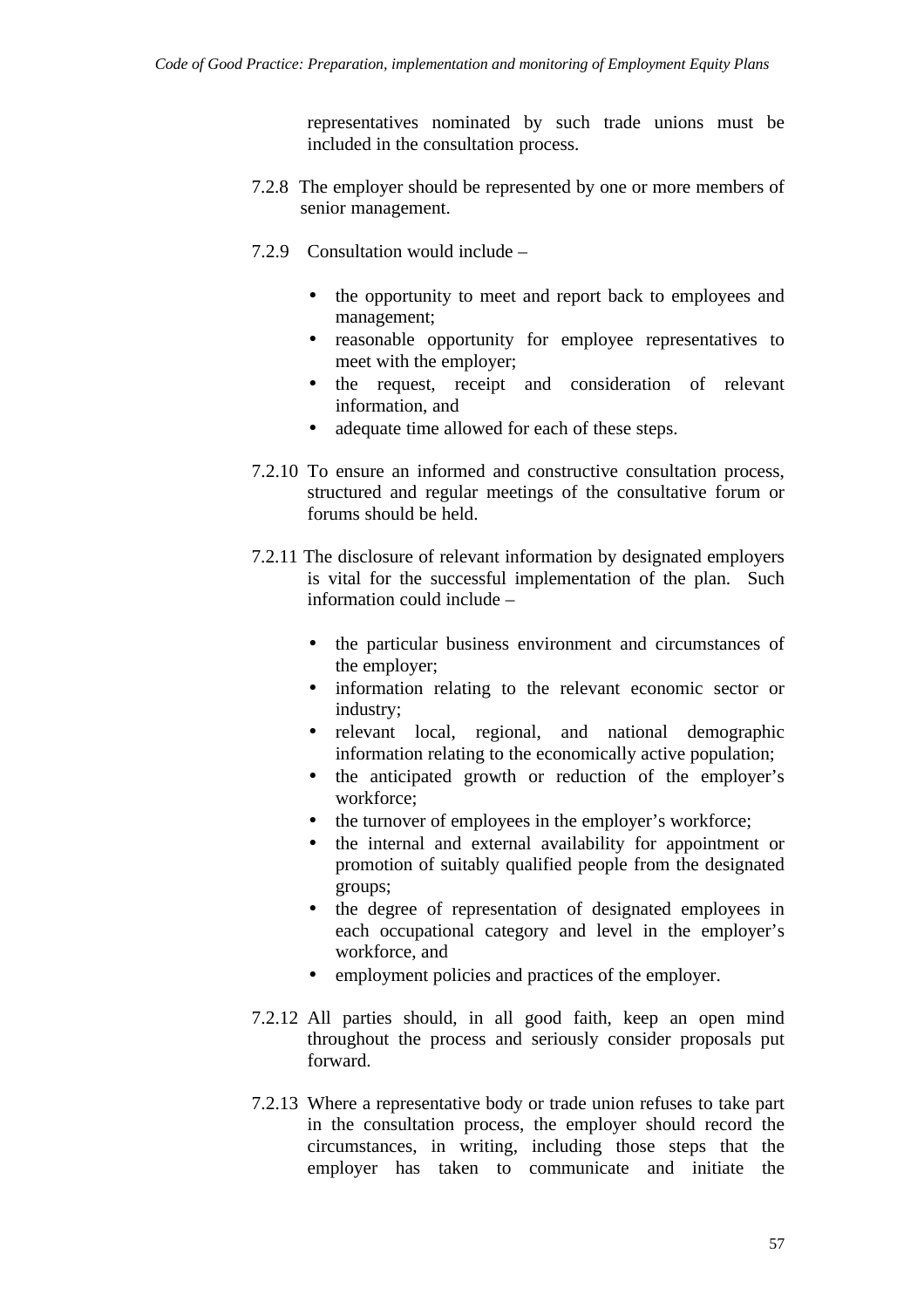representatives nominated by such trade unions must be included in the consultation process.

7.2.8 The employer should be represented by one or more members of senior management.

7.2.9 Consultation would include –

- the opportunity to meet and report back to employees and management;
- reasonable opportunity for employee representatives to meet with the employer;
- the request, receipt and consideration of relevant information, and
- adequate time allowed for each of these steps.

7.2.10 To ensure an informed and constructive consultation process, structured and regular meetings of the consultative forum or forums should be held.

7.2.11 The disclosure of relevant information by designated employers is vital for the successful implementation of the plan. Such information could include –

- the particular business environment and circumstances of the employer;
- information relating to the relevant economic sector or industry;
- relevant local, regional, and national demographic information relating to the economically active population;
- the anticipated growth or reduction of the employer's workforce;
- the turnover of employees in the employer's workforce;
- the internal and external availability for appointment or promotion of suitably qualified people from the designated groups;
- the degree of representation of designated employees in each occupational category and level in the employer's workforce, and
- employment policies and practices of the employer.

7.2.12 All parties should, in all good faith, keep an open mind throughout the process and seriously consider proposals put forward.

7.2.13 Where a representative body or trade union refuses to take part in the consultation process, the employer should record the circumstances, in writing, including those steps that the employer has taken to communicate and initiate the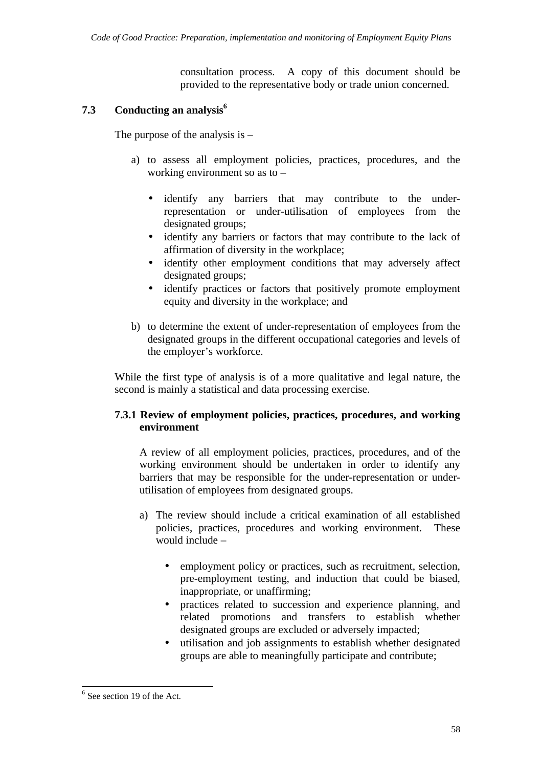consultation process. A copy of this document should be provided to the representative body or trade union concerned.

### 7.3 Conducting an analysis[6]

The purpose of the analysis is –

a) to assess all employment policies, practices, procedures, and the working environment so as to –

- identify any barriers that may contribute to the under-representation or under-utilisation of employees from the designated groups;
- identify any barriers or factors that may contribute to the lack of affirmation of diversity in the workplace;
- identify other employment conditions that may adversely affect designated groups;
- identify practices or factors that positively promote employment equity and diversity in the workplace; and

b) to determine the extent of under-representation of employees from the designated groups in the different occupational categories and levels of the employer's workforce.

While the first type of analysis is of a more qualitative and legal nature, the second is mainly a statistical and data processing exercise.

#### 7.3.1 Review of employment policies, practices, procedures, and working environment

A review of all employment policies, practices, procedures, and of the working environment should be undertaken in order to identify any barriers that may be responsible for the under-representation or under-utilisation of employees from designated groups.

a) The review should include a critical examination of all established policies, practices, procedures and working environment. These would include –

- employment policy or practices, such as recruitment, selection, pre-employment testing, and induction that could be biased, inappropriate, or unaffirming;
- practices related to succession and experience planning, and related promotions and transfers to establish whether designated groups are excluded or adversely impacted;
- utilisation and job assignments to establish whether designated groups are able to meaningfully participate and contribute;

[6] See section 19 of the Act.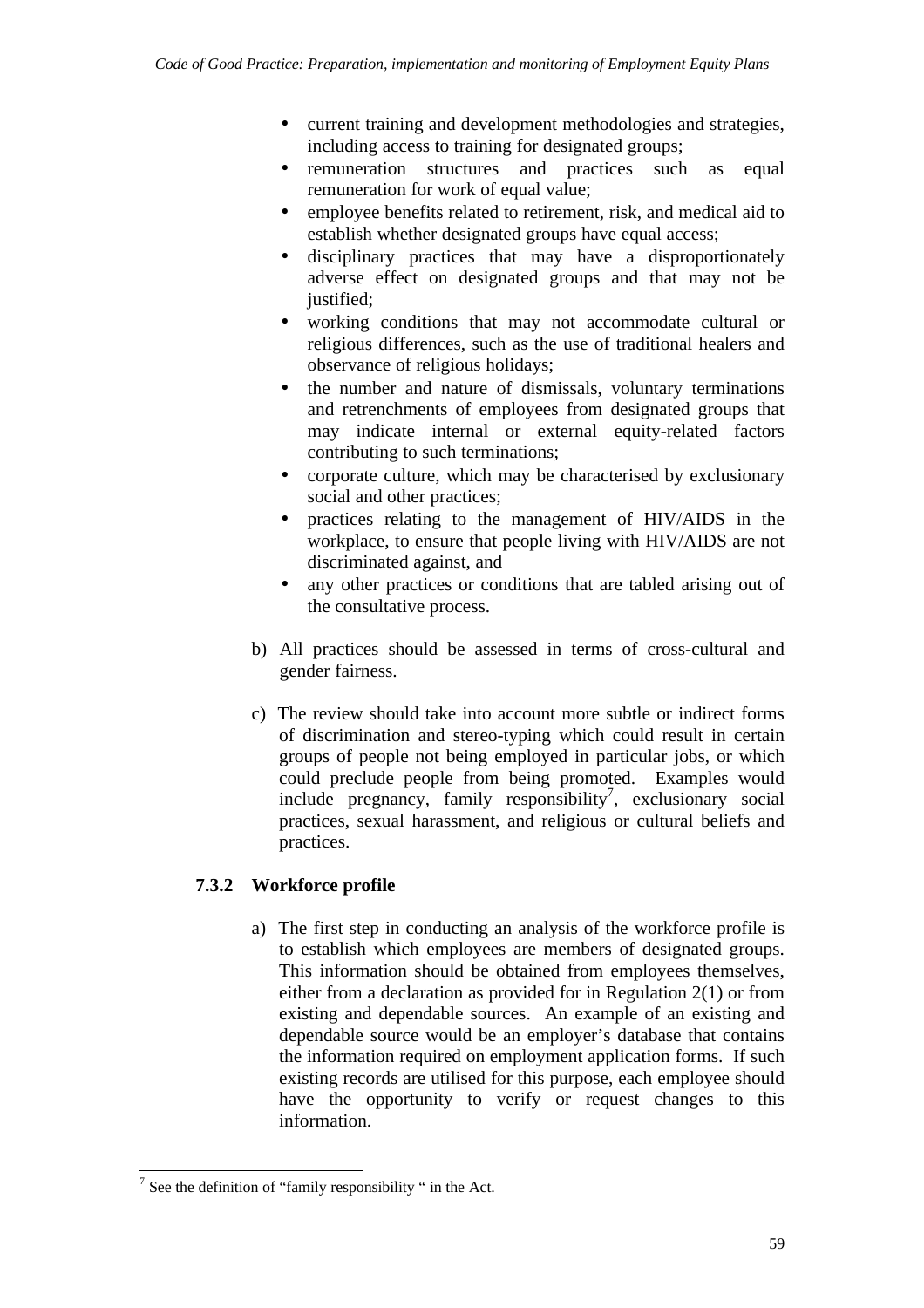- current training and development methodologies and strategies, including access to training for designated groups;
- remuneration structures and practices such as equal remuneration for work of equal value;
- employee benefits related to retirement, risk, and medical aid to establish whether designated groups have equal access;
- disciplinary practices that may have a disproportionately adverse effect on designated groups and that may not be justified;
- working conditions that may not accommodate cultural or religious differences, such as the use of traditional healers and observance of religious holidays;
- the number and nature of dismissals, voluntary terminations and retrenchments of employees from designated groups that may indicate internal or external equity-related factors contributing to such terminations;
- corporate culture, which may be characterised by exclusionary social and other practices;
- practices relating to the management of HIV/AIDS in the workplace, to ensure that people living with HIV/AIDS are not discriminated against, and
- any other practices or conditions that are tabled arising out of the consultative process.

b) All practices should be assessed in terms of cross-cultural and gender fairness.

c) The review should take into account more subtle or indirect forms of discrimination and stereo-typing which could result in certain groups of people not being employed in particular jobs, or which could preclude people from being promoted. Examples would include pregnancy, family responsibility[7], exclusionary social practices, sexual harassment, and religious or cultural beliefs and practices.

### 7.3.2 Workforce profile

a) The first step in conducting an analysis of the workforce profile is to establish which employees are members of designated groups. This information should be obtained from employees themselves, either from a declaration as provided for in Regulation 2(1) or from existing and dependable sources. An example of an existing and dependable source would be an employer's database that contains the information required on employment application forms. If such existing records are utilised for this purpose, each employee should have the opportunity to verify or request changes to this information.

[7] See the definition of "family responsibility " in the Act.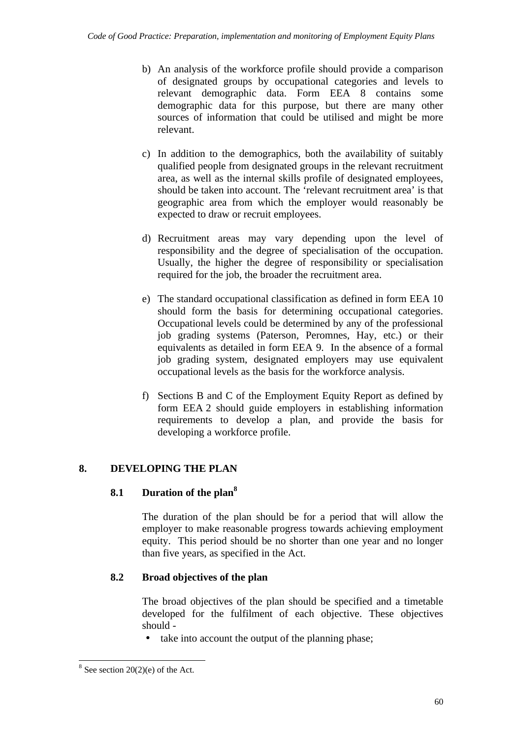b) An analysis of the workforce profile should provide a comparison of designated groups by occupational categories and levels to relevant demographic data. Form EEA 8 contains some demographic data for this purpose, but there are many other sources of information that could be utilised and might be more relevant.

c) In addition to the demographics, both the availability of suitably qualified people from designated groups in the relevant recruitment area, as well as the internal skills profile of designated employees, should be taken into account. The 'relevant recruitment area' is that geographic area from which the employer would reasonably be expected to draw or recruit employees.

d) Recruitment areas may vary depending upon the level of responsibility and the degree of specialisation of the occupation. Usually, the higher the degree of responsibility or specialisation required for the job, the broader the recruitment area.

e) The standard occupational classification as defined in form EEA 10 should form the basis for determining occupational categories. Occupational levels could be determined by any of the professional job grading systems (Paterson, Peromnes, Hay, etc.) or their equivalents as detailed in form EEA 9. In the absence of a formal job grading system, designated employers may use equivalent occupational levels as the basis for the workforce analysis.

f) Sections B and C of the Employment Equity Report as defined by form EEA 2 should guide employers in establishing information requirements to develop a plan, and provide the basis for developing a workforce profile.

## 8. DEVELOPING THE PLAN

### 8.1 Duration of the plan[8]

The duration of the plan should be for a period that will allow the employer to make reasonable progress towards achieving employment equity. This period should be no shorter than one year and no longer than five years, as specified in the Act.

### 8.2 Broad objectives of the plan

The broad objectives of the plan should be specified and a timetable developed for the fulfilment of each objective. These objectives should -

- take into account the output of the planning phase;

[8] See section 20(2)(e) of the Act.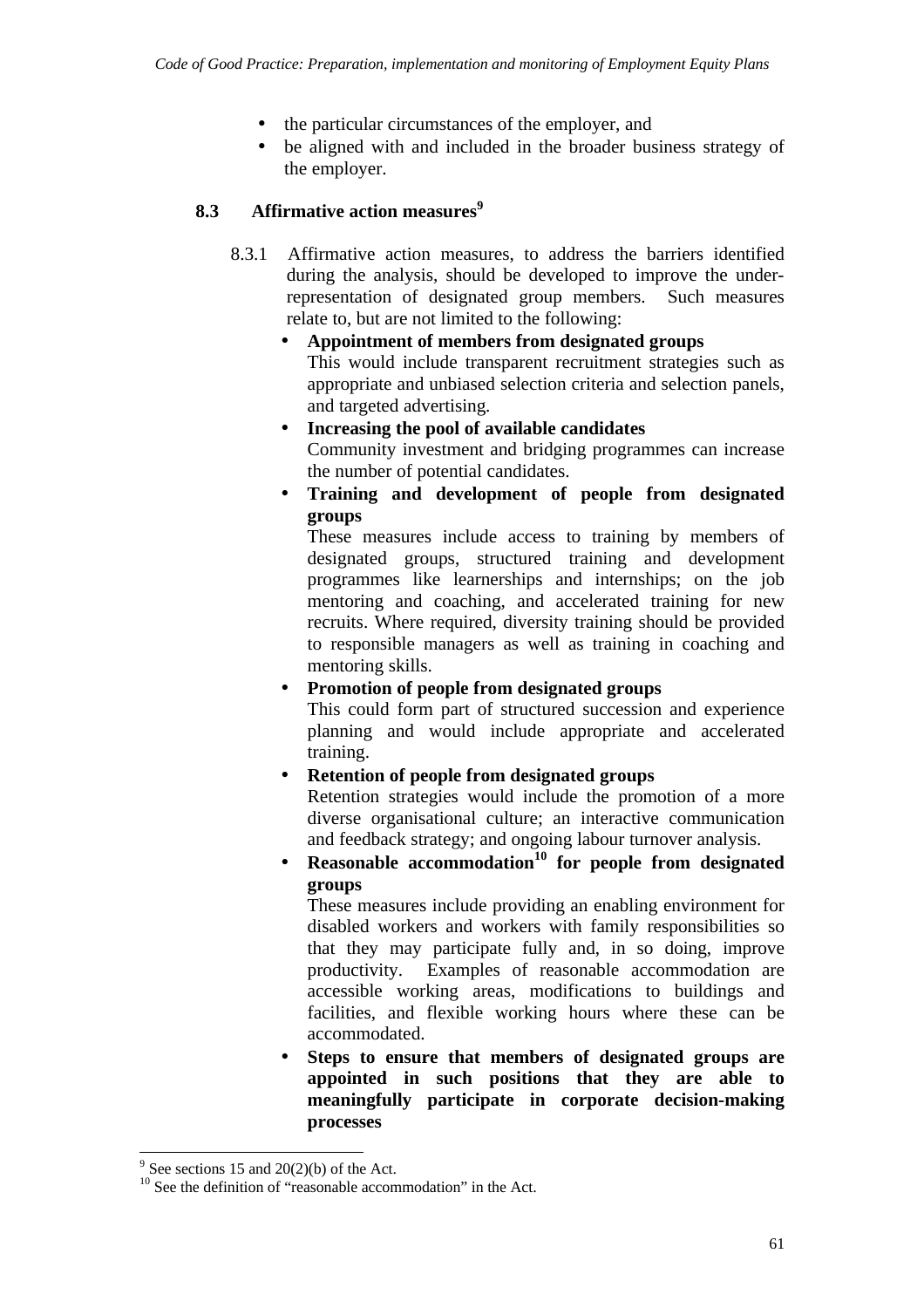- the particular circumstances of the employer, and
- be aligned with and included in the broader business strategy of the employer.

### 8.3 Affirmative action measures[9]

8.3.1 Affirmative action measures, to address the barriers identified during the analysis, should be developed to improve the under-representation of designated group members. Such measures relate to, but are not limited to the following:

- **Appointment of members from designated groups**
  This would include transparent recruitment strategies such as appropriate and unbiased selection criteria and selection panels, and targeted advertising.
- **Increasing the pool of available candidates**
  Community investment and bridging programmes can increase the number of potential candidates.
- **Training and development of people from designated groups**
  These measures include access to training by members of designated groups, structured training and development programmes like learnerships and internships; on the job mentoring and coaching, and accelerated training for new recruits. Where required, diversity training should be provided to responsible managers as well as training in coaching and mentoring skills.
- **Promotion of people from designated groups**
  This could form part of structured succession and experience planning and would include appropriate and accelerated training.
- **Retention of people from designated groups**
  Retention strategies would include the promotion of a more diverse organisational culture; an interactive communication and feedback strategy; and ongoing labour turnover analysis.
- **Reasonable accommodation[10] for people from designated groups**
  These measures include providing an enabling environment for disabled workers and workers with family responsibilities so that they may participate fully and, in so doing, improve productivity. Examples of reasonable accommodation are accessible working areas, modifications to buildings and facilities, and flexible working hours where these can be accommodated.
- **Steps to ensure that members of designated groups are appointed in such positions that they are able to meaningfully participate in corporate decision-making processes**

---

[9] See sections 15 and 20(2)(b) of the Act.

[10] See the definition of "reasonable accommodation" in the Act.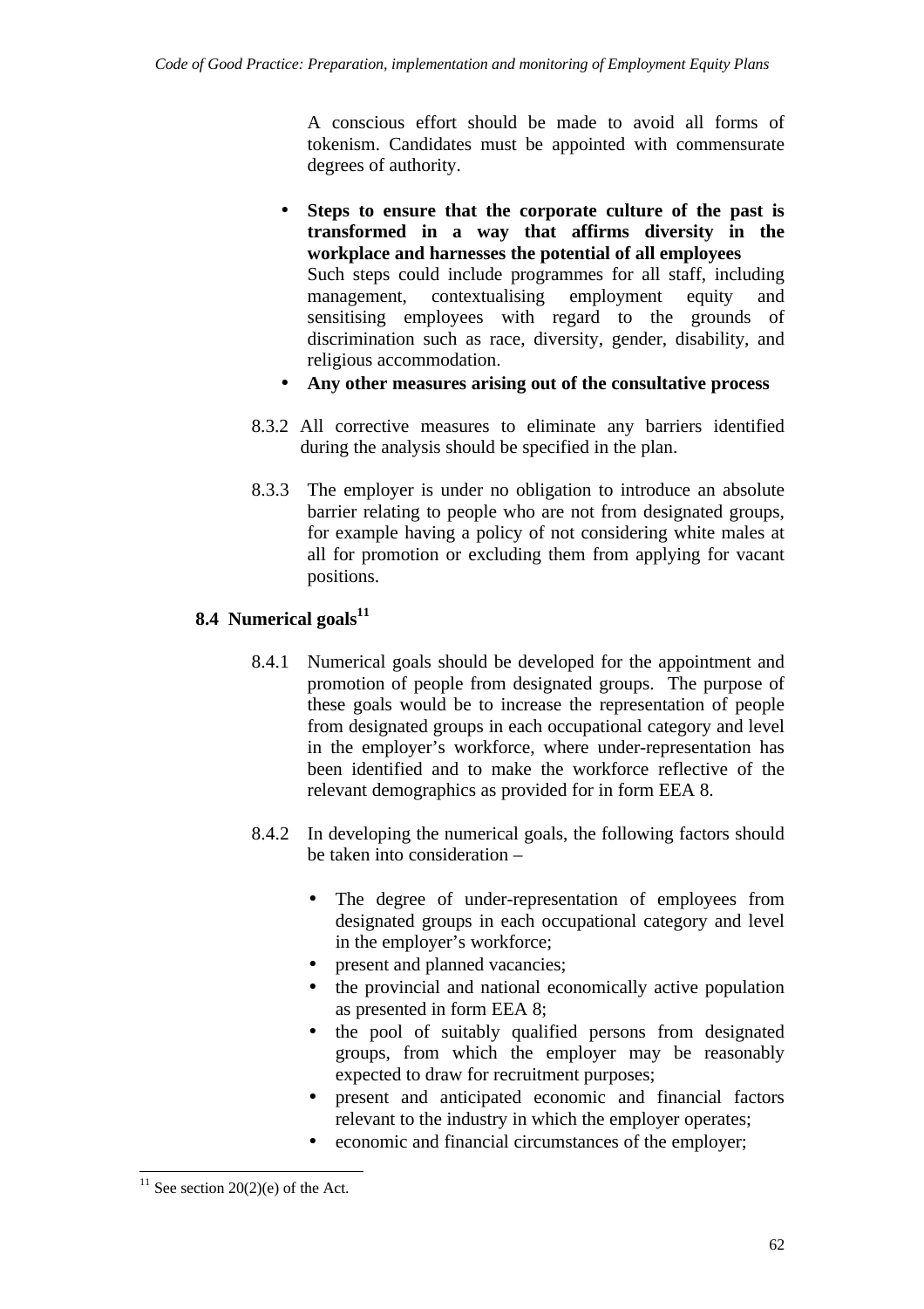A conscious effort should be made to avoid all forms of tokenism. Candidates must be appointed with commensurate degrees of authority.

- **Steps to ensure that the corporate culture of the past is transformed in a way that affirms diversity in the workplace and harnesses the potential of all employees**
  Such steps could include programmes for all staff, including management, contextualising employment equity and sensitising employees with regard to the grounds of discrimination such as race, diversity, gender, disability, and religious accommodation.
- **Any other measures arising out of the consultative process**

8.3.2 All corrective measures to eliminate any barriers identified during the analysis should be specified in the plan.

8.3.3 The employer is under no obligation to introduce an absolute barrier relating to people who are not from designated groups, for example having a policy of not considering white males at all for promotion or excluding them from applying for vacant positions.

### 8.4 Numerical goals[11]

8.4.1 Numerical goals should be developed for the appointment and promotion of people from designated groups. The purpose of these goals would be to increase the representation of people from designated groups in each occupational category and level in the employer's workforce, where under-representation has been identified and to make the workforce reflective of the relevant demographics as provided for in form EEA 8.

8.4.2 In developing the numerical goals, the following factors should be taken into consideration –

- The degree of under-representation of employees from designated groups in each occupational category and level in the employer's workforce;
- present and planned vacancies;
- the provincial and national economically active population as presented in form EEA 8;
- the pool of suitably qualified persons from designated groups, from which the employer may be reasonably expected to draw for recruitment purposes;
- present and anticipated economic and financial factors relevant to the industry in which the employer operates;
- economic and financial circumstances of the employer;

[11] See section 20(2)(e) of the Act.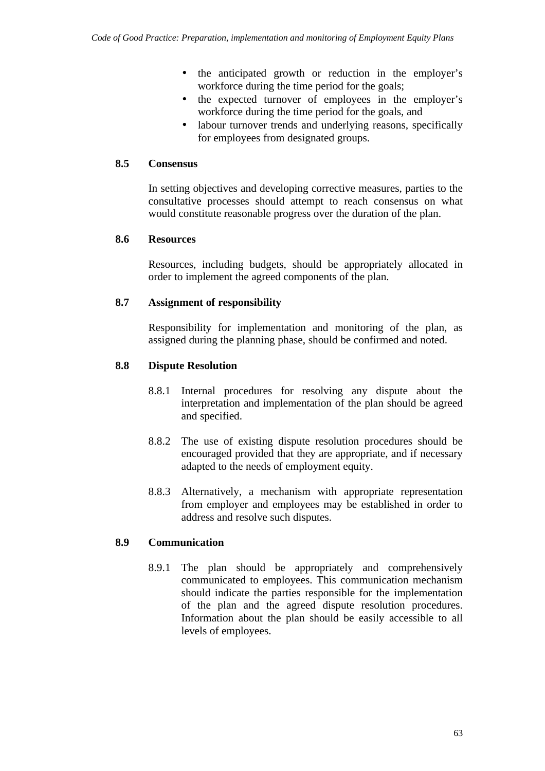- the anticipated growth or reduction in the employer's workforce during the time period for the goals;
- the expected turnover of employees in the employer's workforce during the time period for the goals, and
- labour turnover trends and underlying reasons, specifically for employees from designated groups.

### 8.5 Consensus

In setting objectives and developing corrective measures, parties to the consultative processes should attempt to reach consensus on what would constitute reasonable progress over the duration of the plan.

### 8.6 Resources

Resources, including budgets, should be appropriately allocated in order to implement the agreed components of the plan.

### 8.7 Assignment of responsibility

Responsibility for implementation and monitoring of the plan, as assigned during the planning phase, should be confirmed and noted.

### 8.8 Dispute Resolution

8.8.1 Internal procedures for resolving any dispute about the interpretation and implementation of the plan should be agreed and specified.

8.8.2 The use of existing dispute resolution procedures should be encouraged provided that they are appropriate, and if necessary adapted to the needs of employment equity.

8.8.3 Alternatively, a mechanism with appropriate representation from employer and employees may be established in order to address and resolve such disputes.

### 8.9 Communication

8.9.1 The plan should be appropriately and comprehensively communicated to employees. This communication mechanism should indicate the parties responsible for the implementation of the plan and the agreed dispute resolution procedures. Information about the plan should be easily accessible to all levels of employees.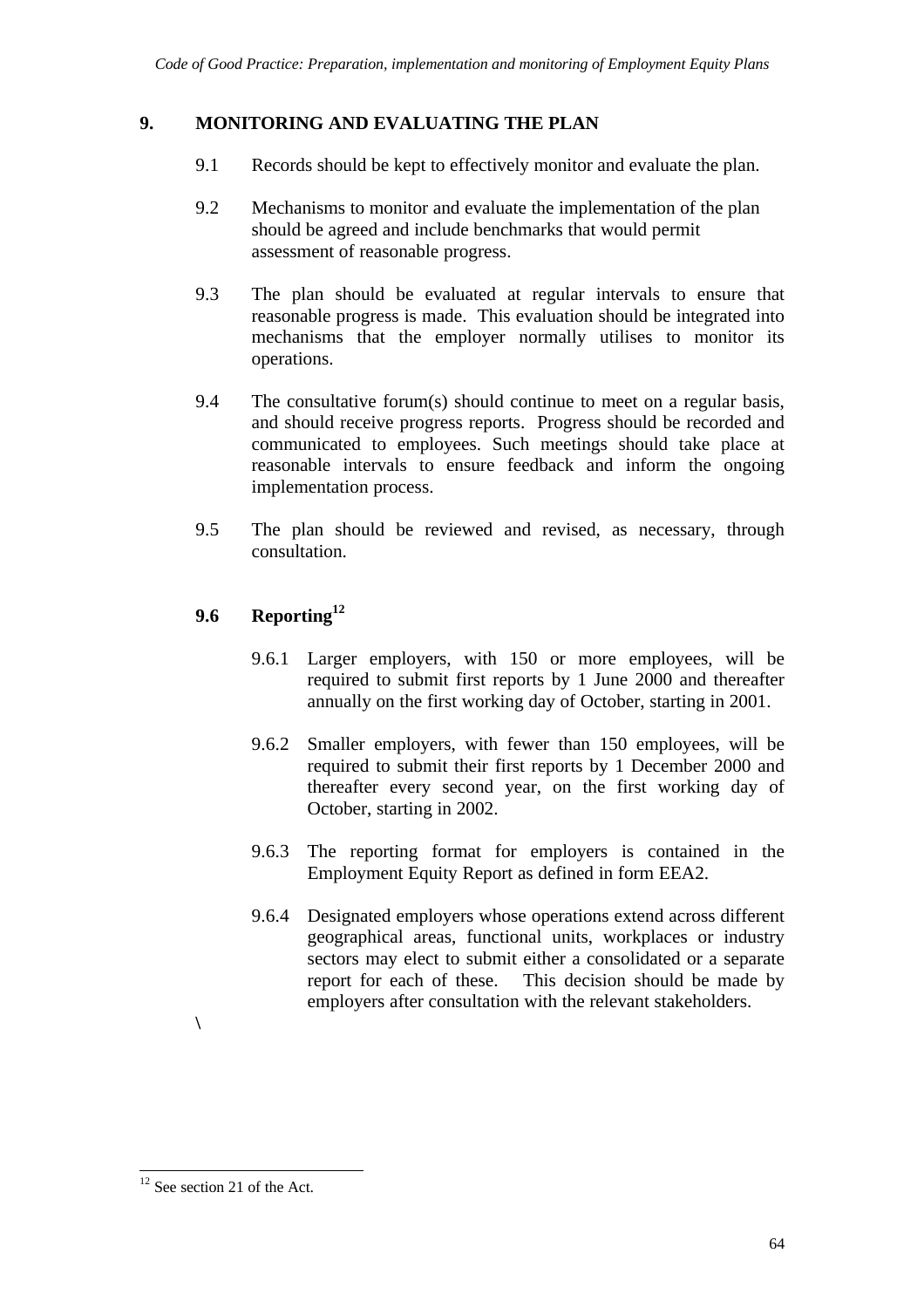## 9. MONITORING AND EVALUATING THE PLAN

9.1 Records should be kept to effectively monitor and evaluate the plan.

9.2 Mechanisms to monitor and evaluate the implementation of the plan should be agreed and include benchmarks that would permit assessment of reasonable progress.

9.3 The plan should be evaluated at regular intervals to ensure that reasonable progress is made. This evaluation should be integrated into mechanisms that the employer normally utilises to monitor its operations.

9.4 The consultative forum(s) should continue to meet on a regular basis, and should receive progress reports. Progress should be recorded and communicated to employees. Such meetings should take place at reasonable intervals to ensure feedback and inform the ongoing implementation process.

9.5 The plan should be reviewed and revised, as necessary, through consultation.

### 9.6 Reporting[12]

9.6.1 Larger employers, with 150 or more employees, will be required to submit first reports by 1 June 2000 and thereafter annually on the first working day of October, starting in 2001.

9.6.2 Smaller employers, with fewer than 150 employees, will be required to submit their first reports by 1 December 2000 and thereafter every second year, on the first working day of October, starting in 2002.

9.6.3 The reporting format for employers is contained in the Employment Equity Report as defined in form EEA2.

9.6.4 Designated employers whose operations extend across different geographical areas, functional units, workplaces or industry sectors may elect to submit either a consolidated or a separate report for each of these. This decision should be made by employers after consultation with the relevant stakeholders.

\

[12] See section 21 of the Act.